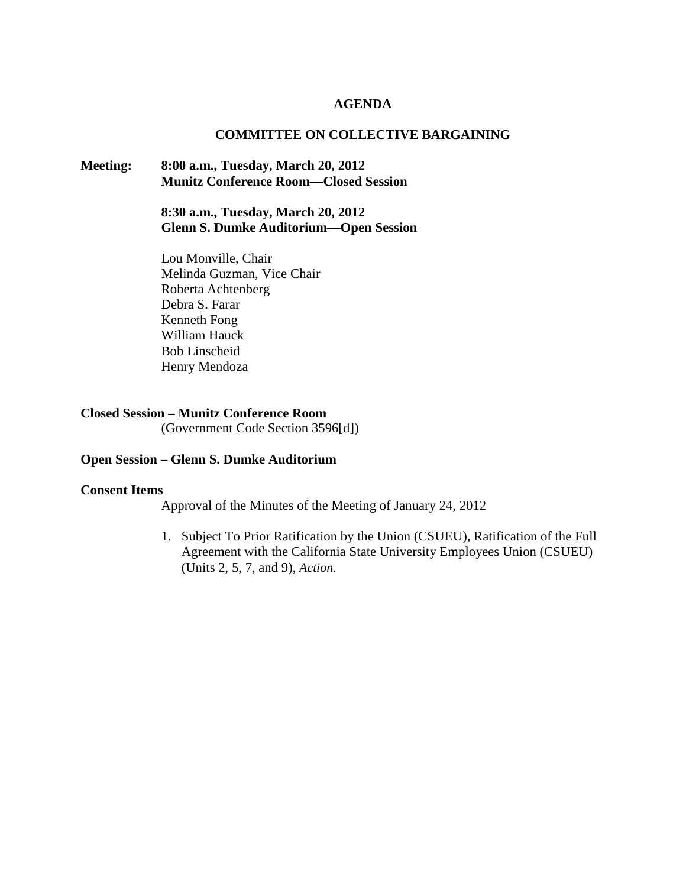# AGENDA

## COMMITTEE ON COLLECTIVE BARGAINING

**Meeting:** **8:00 a.m., Tuesday, March 20, 2012**
**Munitz Conference Room—Closed Session**

**8:30 a.m., Tuesday, March 20, 2012**
**Glenn S. Dumke Auditorium—Open Session**

Lou Monville, Chair
Melinda Guzman, Vice Chair
Roberta Achtenberg
Debra S. Farar
Kenneth Fong
William Hauck
Bob Linscheid
Henry Mendoza

**Closed Session – Munitz Conference Room**
(Government Code Section 3596[d])

**Open Session – Glenn S. Dumke Auditorium**

**Consent Items**

Approval of the Minutes of the Meeting of January 24, 2012

1. Subject To Prior Ratification by the Union (CSUEU), Ratification of the Full Agreement with the California State University Employees Union (CSUEU) (Units 2, 5, 7, and 9), *Action*.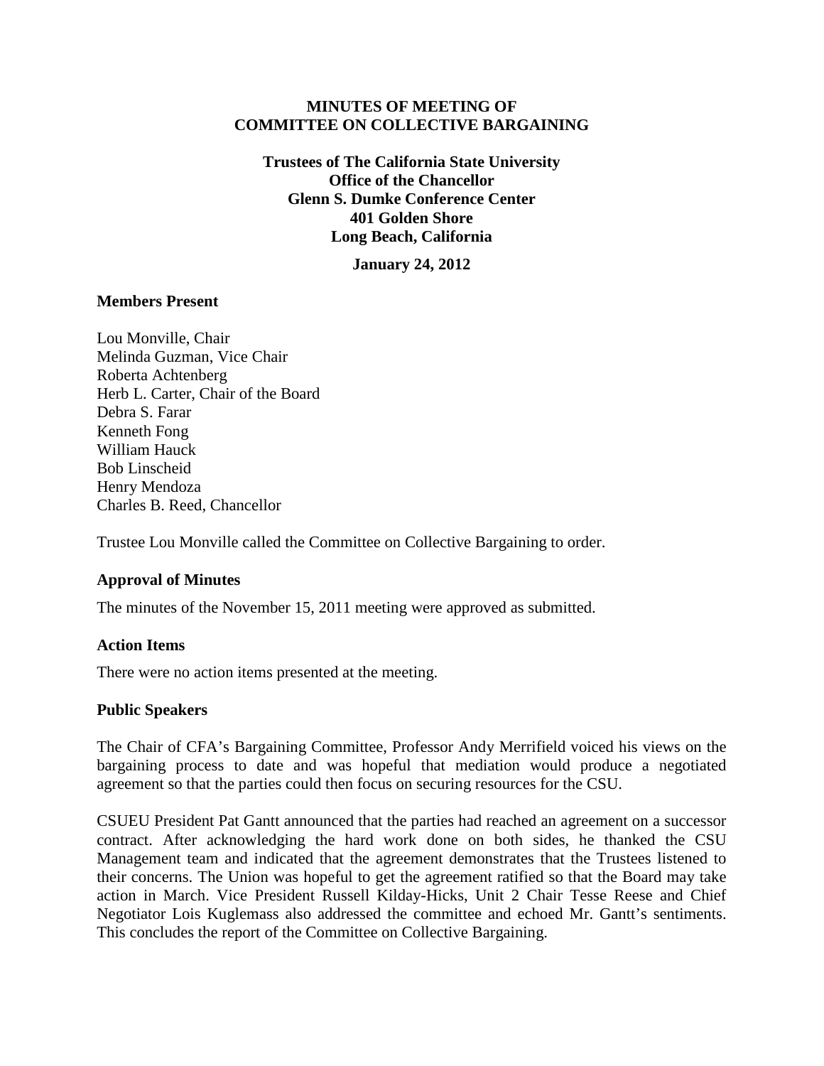**MINUTES OF MEETING OF**
**COMMITTEE ON COLLECTIVE BARGAINING**

**Trustees of The California State University**
**Office of the Chancellor**
**Glenn S. Dumke Conference Center**
**401 Golden Shore**
**Long Beach, California**

**January 24, 2012**

### Members Present

Lou Monville, Chair
Melinda Guzman, Vice Chair
Roberta Achtenberg
Herb L. Carter, Chair of the Board
Debra S. Farar
Kenneth Fong
William Hauck
Bob Linscheid
Henry Mendoza
Charles B. Reed, Chancellor

Trustee Lou Monville called the Committee on Collective Bargaining to order.

### Approval of Minutes

The minutes of the November 15, 2011 meeting were approved as submitted.

### Action Items

There were no action items presented at the meeting.

### Public Speakers

The Chair of CFA's Bargaining Committee, Professor Andy Merrifield voiced his views on the bargaining process to date and was hopeful that mediation would produce a negotiated agreement so that the parties could then focus on securing resources for the CSU.

CSUEU President Pat Gantt announced that the parties had reached an agreement on a successor contract. After acknowledging the hard work done on both sides, he thanked the CSU Management team and indicated that the agreement demonstrates that the Trustees listened to their concerns. The Union was hopeful to get the agreement ratified so that the Board may take action in March. Vice President Russell Kilday-Hicks, Unit 2 Chair Tesse Reese and Chief Negotiator Lois Kuglemass also addressed the committee and echoed Mr. Gantt's sentiments. This concludes the report of the Committee on Collective Bargaining.